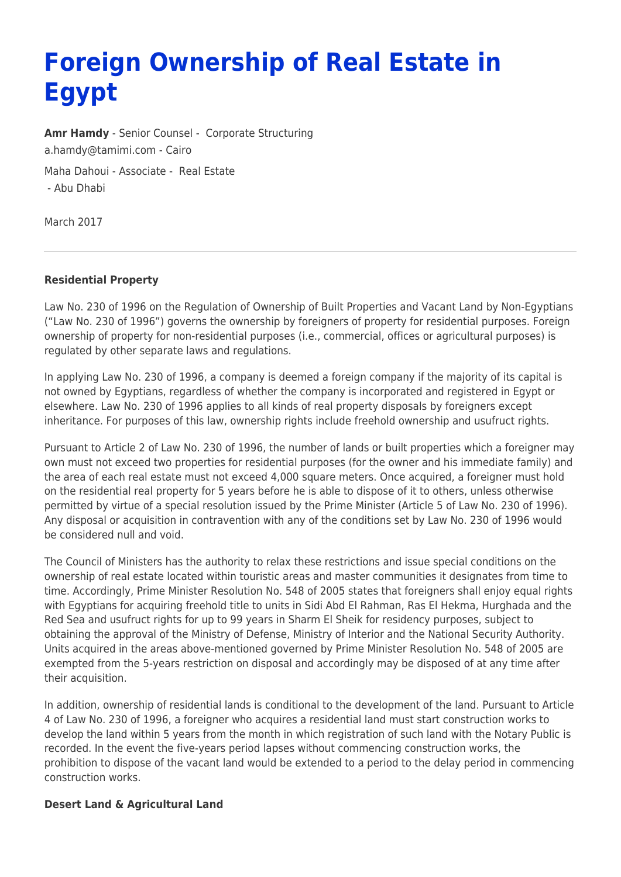# Foreign Ownership of Real Estate in Egypt

**Amr Hamdy** - Senior Counsel - Corporate Structuring
a.hamdy@tamimi.com - Cairo

Maha Dahoui - Associate - Real Estate
- Abu Dhabi

March 2017

---

**Residential Property**

Law No. 230 of 1996 on the Regulation of Ownership of Built Properties and Vacant Land by Non-Egyptians ("Law No. 230 of 1996") governs the ownership by foreigners of property for residential purposes. Foreign ownership of property for non-residential purposes (i.e., commercial, offices or agricultural purposes) is regulated by other separate laws and regulations.

In applying Law No. 230 of 1996, a company is deemed a foreign company if the majority of its capital is not owned by Egyptians, regardless of whether the company is incorporated and registered in Egypt or elsewhere. Law No. 230 of 1996 applies to all kinds of real property disposals by foreigners except inheritance. For purposes of this law, ownership rights include freehold ownership and usufruct rights.

Pursuant to Article 2 of Law No. 230 of 1996, the number of lands or built properties which a foreigner may own must not exceed two properties for residential purposes (for the owner and his immediate family) and the area of each real estate must not exceed 4,000 square meters. Once acquired, a foreigner must hold on the residential real property for 5 years before he is able to dispose of it to others, unless otherwise permitted by virtue of a special resolution issued by the Prime Minister (Article 5 of Law No. 230 of 1996). Any disposal or acquisition in contravention with any of the conditions set by Law No. 230 of 1996 would be considered null and void.

The Council of Ministers has the authority to relax these restrictions and issue special conditions on the ownership of real estate located within touristic areas and master communities it designates from time to time. Accordingly, Prime Minister Resolution No. 548 of 2005 states that foreigners shall enjoy equal rights with Egyptians for acquiring freehold title to units in Sidi Abd El Rahman, Ras El Hekma, Hurghada and the Red Sea and usufruct rights for up to 99 years in Sharm El Sheik for residency purposes, subject to obtaining the approval of the Ministry of Defense, Ministry of Interior and the National Security Authority. Units acquired in the areas above-mentioned governed by Prime Minister Resolution No. 548 of 2005 are exempted from the 5-years restriction on disposal and accordingly may be disposed of at any time after their acquisition.

In addition, ownership of residential lands is conditional to the development of the land. Pursuant to Article 4 of Law No. 230 of 1996, a foreigner who acquires a residential land must start construction works to develop the land within 5 years from the month in which registration of such land with the Notary Public is recorded. In the event the five-years period lapses without commencing construction works, the prohibition to dispose of the vacant land would be extended to a period to the delay period in commencing construction works.

**Desert Land & Agricultural Land**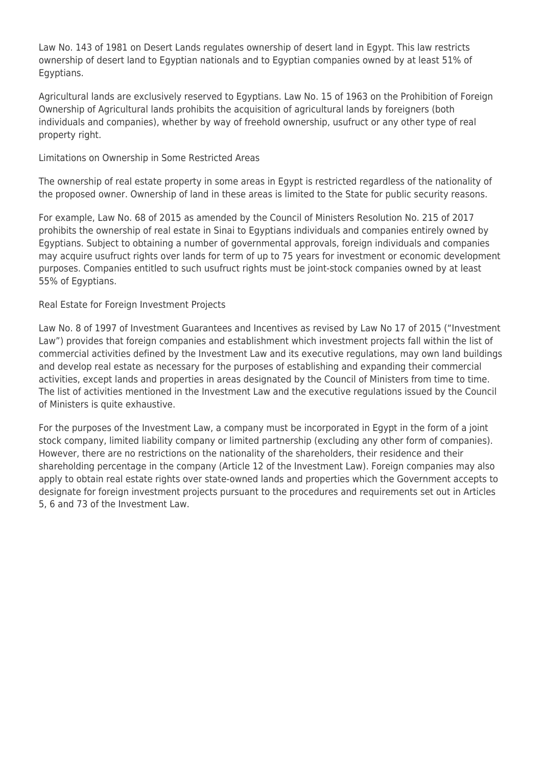Law No. 143 of 1981 on Desert Lands regulates ownership of desert land in Egypt. This law restricts ownership of desert land to Egyptian nationals and to Egyptian companies owned by at least 51% of Egyptians.

Agricultural lands are exclusively reserved to Egyptians. Law No. 15 of 1963 on the Prohibition of Foreign Ownership of Agricultural lands prohibits the acquisition of agricultural lands by foreigners (both individuals and companies), whether by way of freehold ownership, usufruct or any other type of real property right.

## Limitations on Ownership in Some Restricted Areas

The ownership of real estate property in some areas in Egypt is restricted regardless of the nationality of the proposed owner. Ownership of land in these areas is limited to the State for public security reasons.

For example, Law No. 68 of 2015 as amended by the Council of Ministers Resolution No. 215 of 2017 prohibits the ownership of real estate in Sinai to Egyptians individuals and companies entirely owned by Egyptians. Subject to obtaining a number of governmental approvals, foreign individuals and companies may acquire usufruct rights over lands for term of up to 75 years for investment or economic development purposes. Companies entitled to such usufruct rights must be joint-stock companies owned by at least 55% of Egyptians.

## Real Estate for Foreign Investment Projects

Law No. 8 of 1997 of Investment Guarantees and Incentives as revised by Law No 17 of 2015 ("Investment Law") provides that foreign companies and establishment which investment projects fall within the list of commercial activities defined by the Investment Law and its executive regulations, may own land buildings and develop real estate as necessary for the purposes of establishing and expanding their commercial activities, except lands and properties in areas designated by the Council of Ministers from time to time. The list of activities mentioned in the Investment Law and the executive regulations issued by the Council of Ministers is quite exhaustive.

For the purposes of the Investment Law, a company must be incorporated in Egypt in the form of a joint stock company, limited liability company or limited partnership (excluding any other form of companies). However, there are no restrictions on the nationality of the shareholders, their residence and their shareholding percentage in the company (Article 12 of the Investment Law). Foreign companies may also apply to obtain real estate rights over state-owned lands and properties which the Government accepts to designate for foreign investment projects pursuant to the procedures and requirements set out in Articles 5, 6 and 73 of the Investment Law.